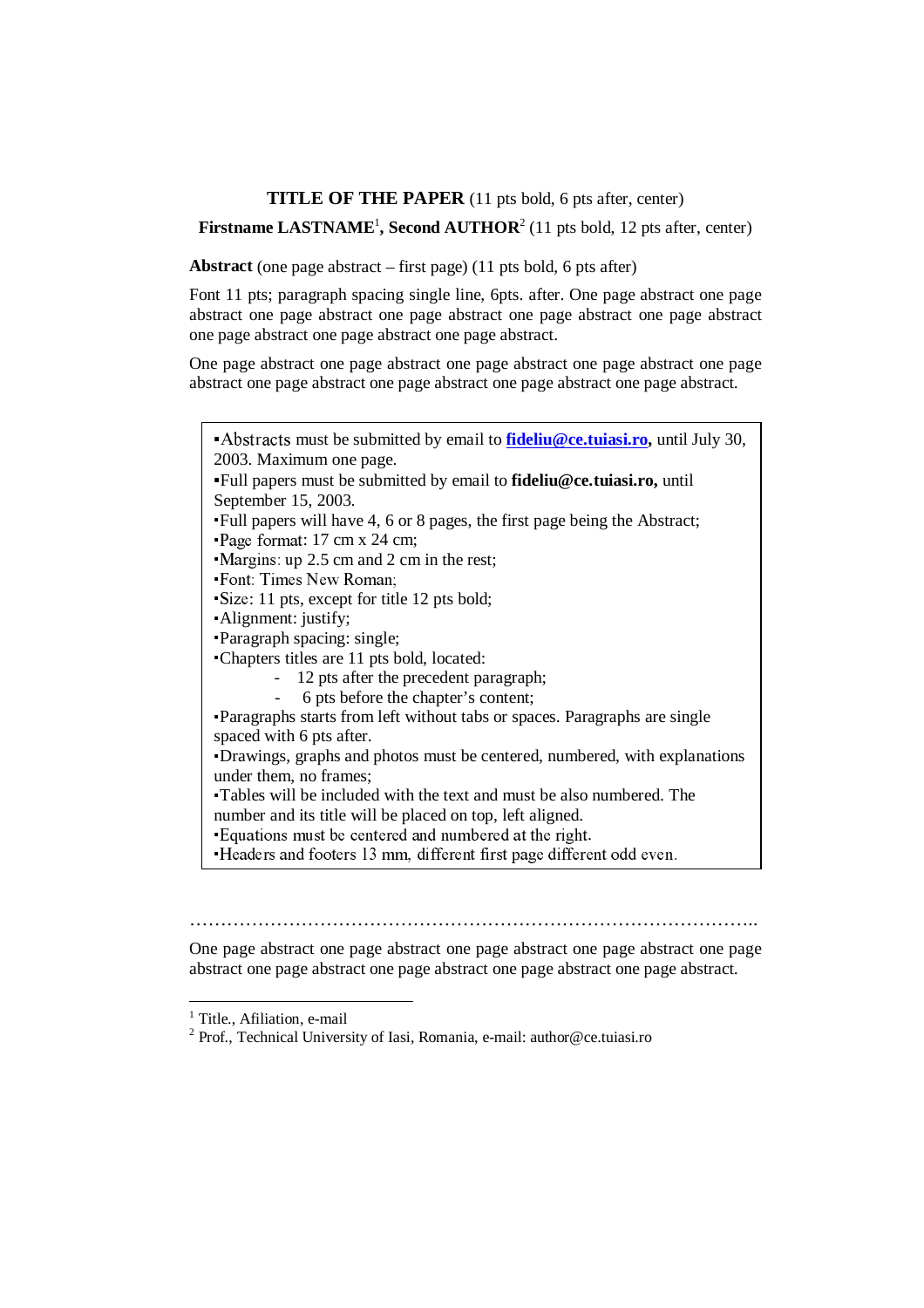**TITLE OF THE PAPER** (11 pts bold, 6 pts after, center)

**Firstname LASTNAME**[1]**, Second AUTHOR**[2] (11 pts bold, 12 pts after, center)

**Abstract** (one page abstract – first page) (11 pts bold, 6 pts after)

Font 11 pts; paragraph spacing single line, 6pts. after. One page abstract one page abstract one page abstract one page abstract one page abstract one page abstract one page abstract one page abstract one page abstract.

One page abstract one page abstract one page abstract one page abstract one page abstract one page abstract one page abstract one page abstract one page abstract.

▪Abstracts must be submitted by email to **fideliu@ce.tuiasi.ro,** until July 30, 2003. Maximum one page.
▪Full papers must be submitted by email to **fideliu@ce.tuiasi.ro,** until September 15, 2003.
▪Full papers will have 4, 6 or 8 pages, the first page being the Abstract;
▪Page format: 17 cm x 24 cm;
▪Margins: up 2.5 cm and 2 cm in the rest;
▪Font: Times New Roman;
▪Size: 11 pts, except for title 12 pts bold;
▪Alignment: justify;
▪Paragraph spacing: single;
▪Chapters titles are 11 pts bold, located:

- 12 pts after the precedent paragraph;
- 6 pts before the chapter's content;

▪Paragraphs starts from left without tabs or spaces. Paragraphs are single spaced with 6 pts after.
▪Drawings, graphs and photos must be centered, numbered, with explanations under them, no frames;
▪Tables will be included with the text and must be also numbered. The number and its title will be placed on top, left aligned.
▪Equations must be centered and numbered at the right.
▪Headers and footers 13 mm, different first page different odd even.

……………………………………………………………………………………..

One page abstract one page abstract one page abstract one page abstract one page abstract one page abstract one page abstract one page abstract one page abstract.

---

[1] Title., Afiliation, e-mail

[2] Prof., Technical University of Iasi, Romania, e-mail: author@ce.tuiasi.ro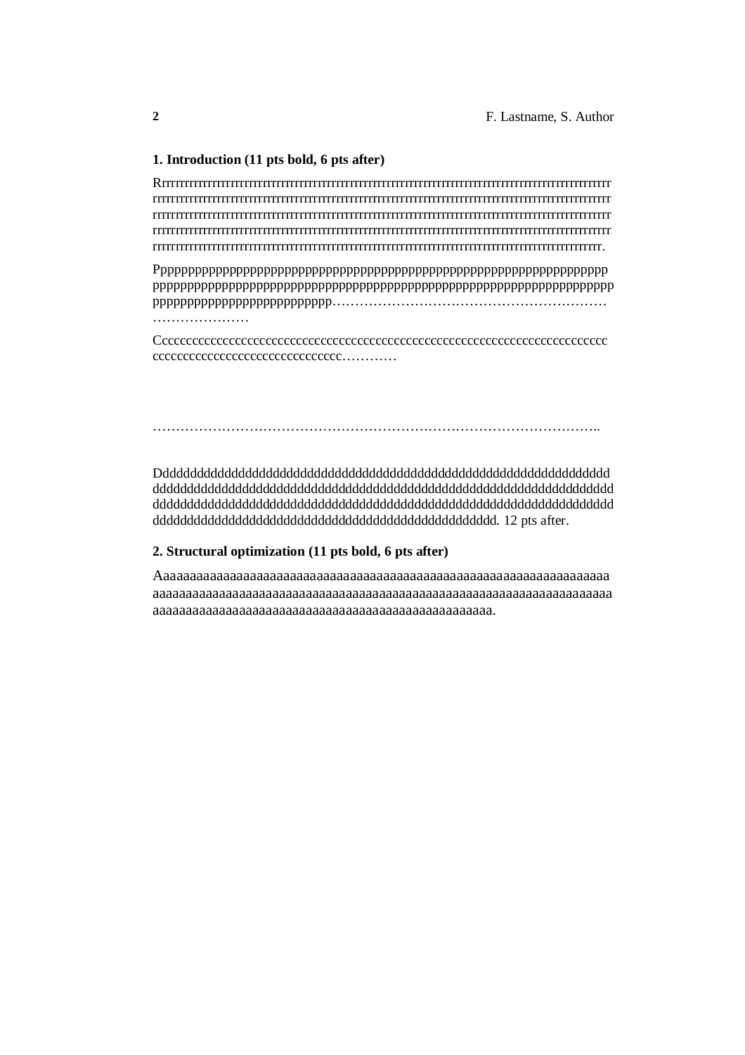## 1. Introduction (11 pts bold, 6 pts after)

Rrrrrrrrrrrrrrrrrrrrrrrrrrrrrrrrrrrrrrrrrrrrrrrrrrrrrrrrrrrrrrrrrrrrrrrrrrrrrrrrrrrrrrrrrrrrrrrrr rrrrrrrrrrrrrrrrrrrrrrrrrrrrrrrrrrrrrrrrrrrrrrrrrrrrrrrrrrrrrrrrrrrrrrrrrrrrrrrrrrrrrrrrrrrrrrrrrrrr rrrrrrrrrrrrrrrrrrrrrrrrrrrrrrrrrrrrrrrrrrrrrrrrrrrrrrrrrrrrrrrrrrrrrrrrrrrrrrrrrrrrrrrrrrrrrrrrrrrr rrrrrrrrrrrrrrrrrrrrrrrrrrrrrrrrrrrrrrrrrrrrrrrrrrrrrrrrrrrrrrrrrrrrrrrrrrrrrrrrrrrrrrrrrrrrrrrrrrrr rrrrrrrrrrrrrrrrrrrrrrrrrrrrrrrrrrrrrrrrrrrrrrrrrrrrrrrrrrrrrrrrrrrrrrrrrrrrrrrrrrrrrrrrrrrrrrr.

Pppppppppppppppppppppppppppppppppppppppppppppppppppppppppppppppppp pppppppppppppppppppppppppppppppppppppppppppppppppppppppppppppppppppp ppppppppppppppppppppppppppp……………………………………………………
…………………

Ccccccccccccccccccccccccccccccccccccccccccccccccccccccccccccccccccc ccccccccccccccccccccccccccccc…………

………………………………………………………………………………………..

Dddddddddddddddddddddddddddddddddddddddddddddddddddddddddddddddd dddddddddddddddddddddddddddddddddddddddddddddddddddddddddddddddddd dddddddddddddddddddddddddddddddddddddddddddddddddddddddddddddddddd dddddddddddddddddddddddddddddddddddddddddddddddd. 12 pts after.

## 2. Structural optimization (11 pts bold, 6 pts after)

Aaaaaaaaaaaaaaaaaaaaaaaaaaaaaaaaaaaaaaaaaaaaaaaaaaaaaaaaaaaaaaaaaaaa aaaaaaaaaaaaaaaaaaaaaaaaaaaaaaaaaaaaaaaaaaaaaaaaaaaaaaaaaaaaaaaaaaaaa aaaaaaaaaaaaaaaaaaaaaaaaaaaaaaaaaaaaaaaaaaaaaaaaaaa.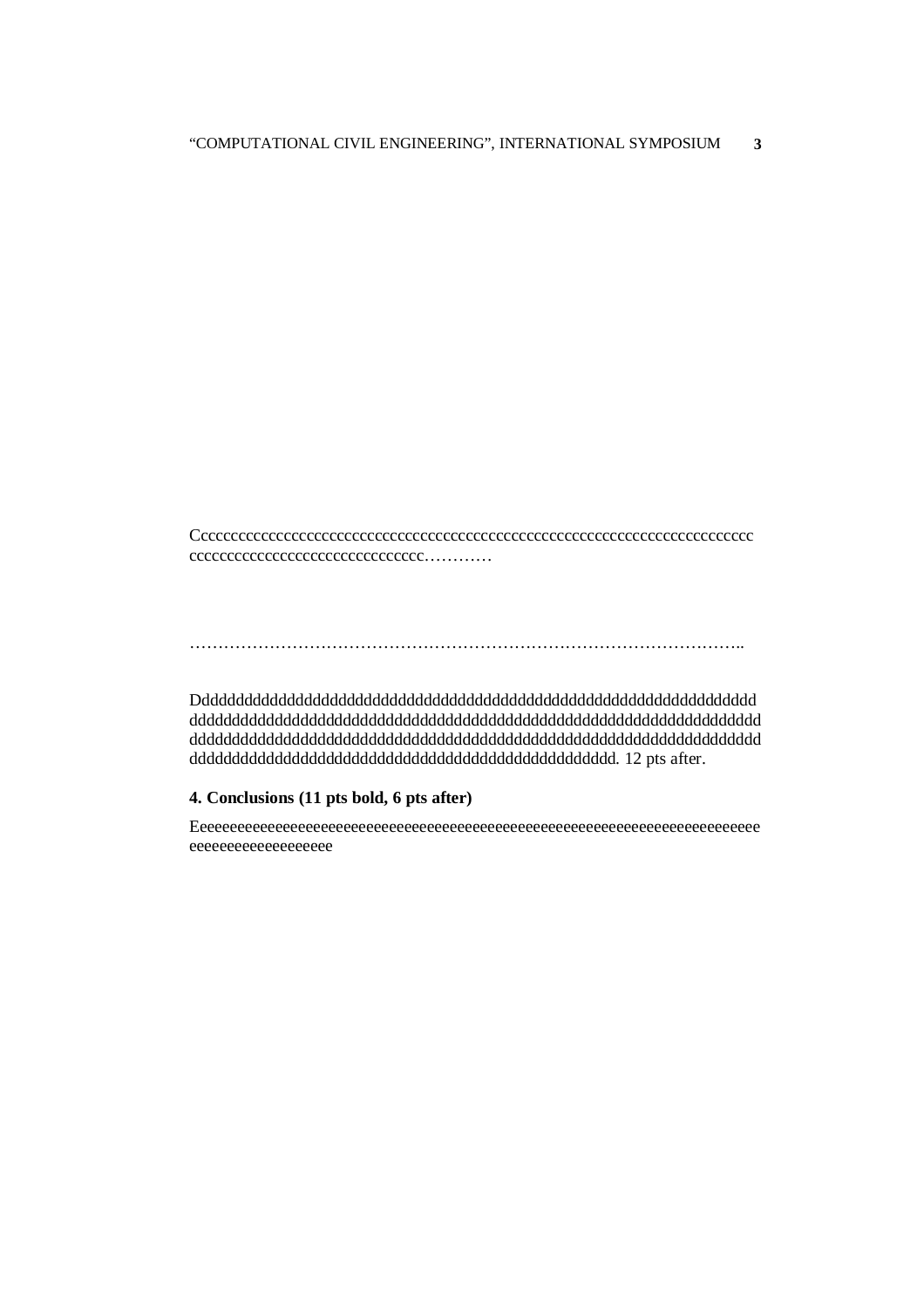Cccccccccccccccccccccccccccccccccccccccccccccccccccccccccccccccccccccc ccccccccccccccccccccccccccccc…………

………………………………………………………………………………………..

Dddddddddddddddddddddddddddddddddddddddddddddddddddddddddddddddd dddddddddddddddddddddddddddddddddddddddddddddddddddddddddddddddd dddddddddddddddddddddddddddddddddddddddddddddddddddddddddddddddd ddddddddddddddddddddddddddddddddddddddddddddddddd. 12 pts after.

## 4. Conclusions (11 pts bold, 6 pts after)

Eeeeeeeeeeeeeeeeeeeeeeeeeeeeeeeeeeeeeeeeeeeeeeeeeeeeeeeeeeeeeeeeeeeeeee eeeeeeeeeeeeeeeeee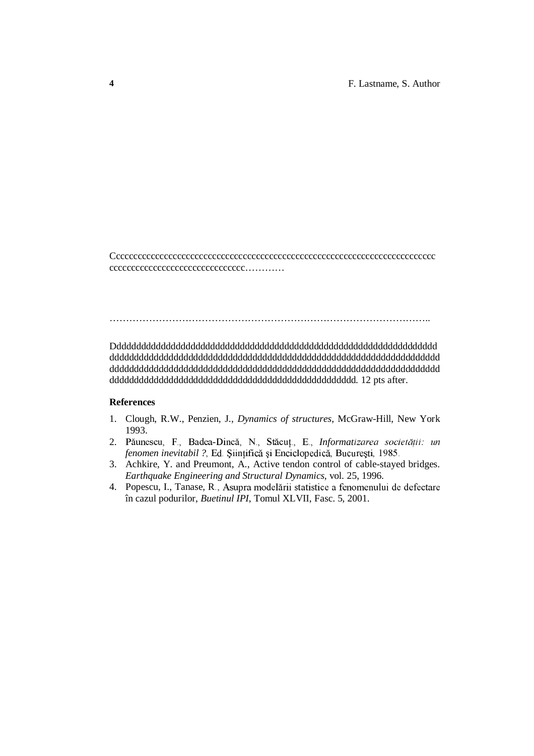Ccccccccccccccccccccccccccccccccccccccccccccccccccccccccccccccccccccccccc cccccccccccccccccccccccccccccc…………

………………………………………………………………………………………..

Dddddddddddddddddddddddddddddddddddddddddddddddddddddddddddddddddddd dddddddddddddddddddddddddddddddddddddddddddddddddddddddddddddddddddddd dddddddddddddddddddddddddddddddddddddddddddddddddddddddddddddddddddddd dddddddddddddddddddddddddddddddddddddddddddddddddddd. 12 pts after.

**References**

1. Clough, R.W., Penzien, J., *Dynamics of structures*, McGraw-Hill, New York 1993.
2. Păunescu, F., Badea-Dincă, N., Stăcuţ., E., *Informatizarea societății: un fenomen inevitabil ?*, Ed. Şiinţifică şi Enciclopedică, Bucureşti, 1985.
3. Achkire, Y. and Preumont, A., Active tendon control of cable-stayed bridges. *Earthquake Engineering and Structural Dynamics*, vol. 25, 1996.
4. Popescu, I., Tanase, R., Asupra modelării statistice a fenomenului de defectare în cazul podurilor, *Buetinul IPI*, Tomul XLVII, Fasc. 5, 2001.